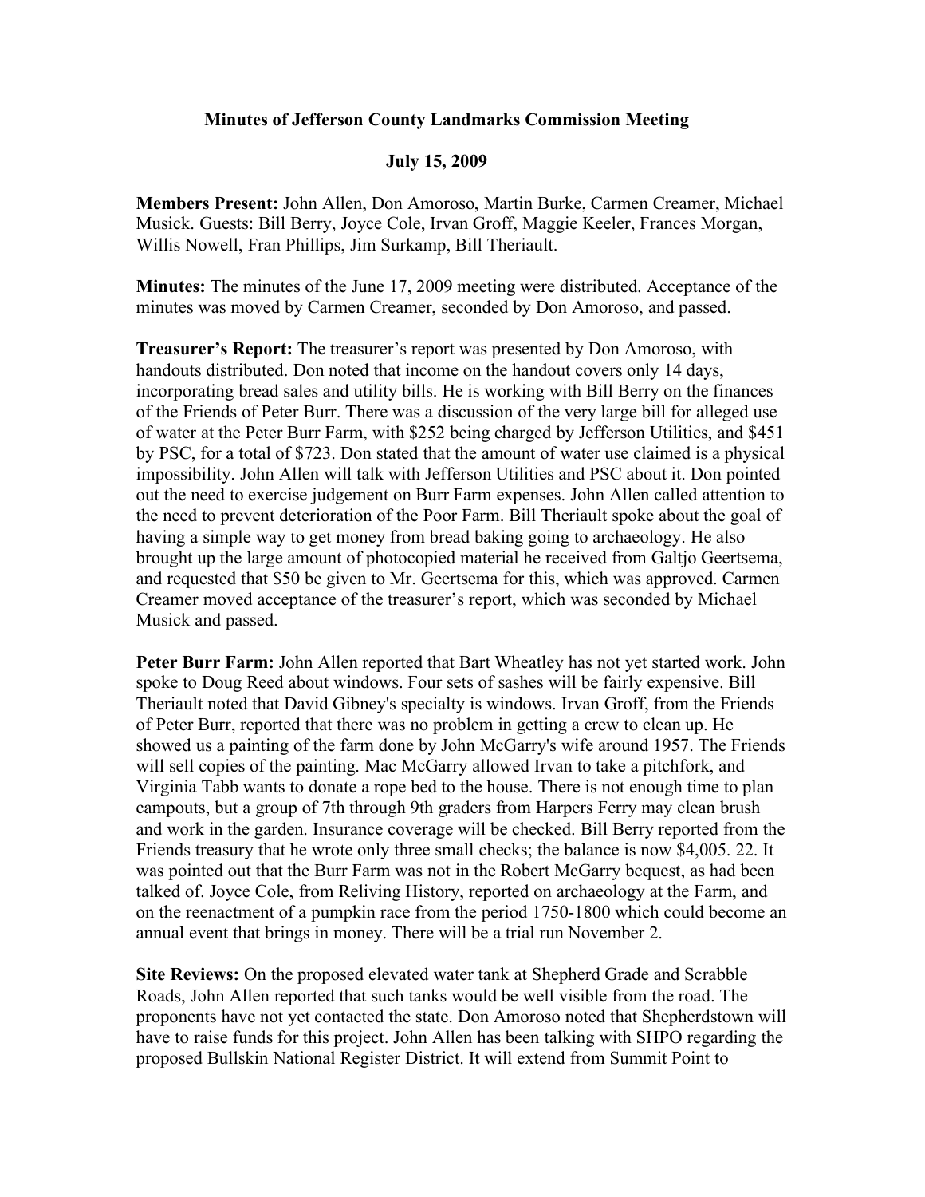**Minutes of Jefferson County Landmarks Commission Meeting**

**July 15, 2009**

**Members Present:** John Allen, Don Amoroso, Martin Burke, Carmen Creamer, Michael Musick. Guests: Bill Berry, Joyce Cole, Irvan Groff, Maggie Keeler, Frances Morgan, Willis Nowell, Fran Phillips, Jim Surkamp, Bill Theriault.

**Minutes:** The minutes of the June 17, 2009 meeting were distributed. Acceptance of the minutes was moved by Carmen Creamer, seconded by Don Amoroso, and passed.

**Treasurer's Report:** The treasurer's report was presented by Don Amoroso, with handouts distributed. Don noted that income on the handout covers only 14 days, incorporating bread sales and utility bills. He is working with Bill Berry on the finances of the Friends of Peter Burr. There was a discussion of the very large bill for alleged use of water at the Peter Burr Farm, with $252 being charged by Jefferson Utilities, and $451 by PSC, for a total of $723. Don stated that the amount of water use claimed is a physical impossibility. John Allen will talk with Jefferson Utilities and PSC about it. Don pointed out the need to exercise judgement on Burr Farm expenses. John Allen called attention to the need to prevent deterioration of the Poor Farm. Bill Theriault spoke about the goal of having a simple way to get money from bread baking going to archaeology. He also brought up the large amount of photocopied material he received from Galtjo Geertsema, and requested that $50 be given to Mr. Geertsema for this, which was approved. Carmen Creamer moved acceptance of the treasurer's report, which was seconded by Michael Musick and passed.

**Peter Burr Farm:** John Allen reported that Bart Wheatley has not yet started work. John spoke to Doug Reed about windows. Four sets of sashes will be fairly expensive. Bill Theriault noted that David Gibney's specialty is windows. Irvan Groff, from the Friends of Peter Burr, reported that there was no problem in getting a crew to clean up. He showed us a painting of the farm done by John McGarry's wife around 1957. The Friends will sell copies of the painting. Mac McGarry allowed Irvan to take a pitchfork, and Virginia Tabb wants to donate a rope bed to the house. There is not enough time to plan campouts, but a group of 7th through 9th graders from Harpers Ferry may clean brush and work in the garden. Insurance coverage will be checked. Bill Berry reported from the Friends treasury that he wrote only three small checks; the balance is now $4,005. 22. It was pointed out that the Burr Farm was not in the Robert McGarry bequest, as had been talked of. Joyce Cole, from Reliving History, reported on archaeology at the Farm, and on the reenactment of a pumpkin race from the period 1750-1800 which could become an annual event that brings in money. There will be a trial run November 2.

**Site Reviews:** On the proposed elevated water tank at Shepherd Grade and Scrabble Roads, John Allen reported that such tanks would be well visible from the road. The proponents have not yet contacted the state. Don Amoroso noted that Shepherdstown will have to raise funds for this project. John Allen has been talking with SHPO regarding the proposed Bullskin National Register District. It will extend from Summit Point to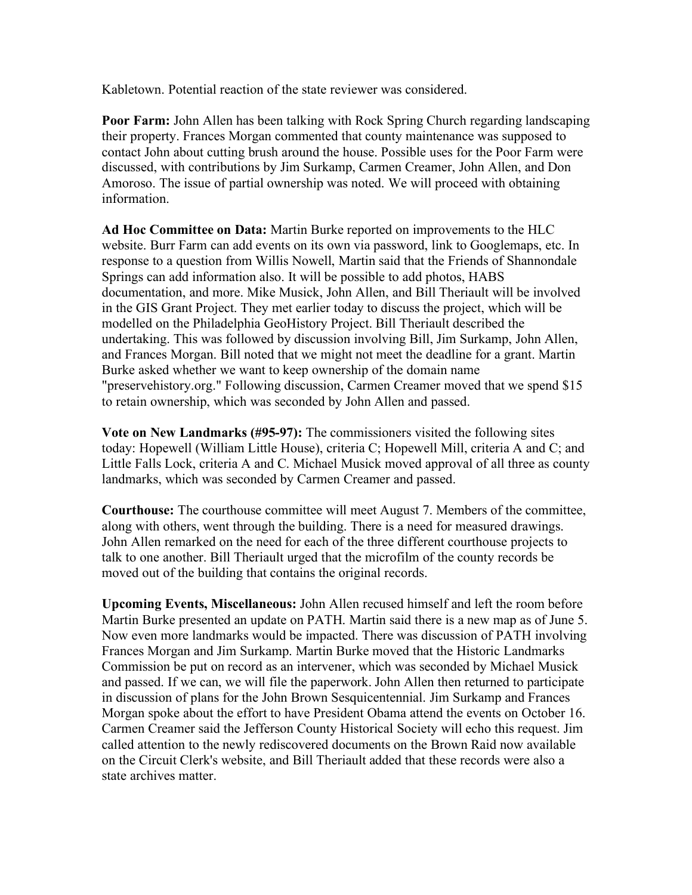Kabletown. Potential reaction of the state reviewer was considered.

**Poor Farm:** John Allen has been talking with Rock Spring Church regarding landscaping their property. Frances Morgan commented that county maintenance was supposed to contact John about cutting brush around the house. Possible uses for the Poor Farm were discussed, with contributions by Jim Surkamp, Carmen Creamer, John Allen, and Don Amoroso. The issue of partial ownership was noted. We will proceed with obtaining information.

**Ad Hoc Committee on Data:** Martin Burke reported on improvements to the HLC website. Burr Farm can add events on its own via password, link to Googlemaps, etc. In response to a question from Willis Nowell, Martin said that the Friends of Shannondale Springs can add information also. It will be possible to add photos, HABS documentation, and more. Mike Musick, John Allen, and Bill Theriault will be involved in the GIS Grant Project. They met earlier today to discuss the project, which will be modelled on the Philadelphia GeoHistory Project. Bill Theriault described the undertaking. This was followed by discussion involving Bill, Jim Surkamp, John Allen, and Frances Morgan. Bill noted that we might not meet the deadline for a grant. Martin Burke asked whether we want to keep ownership of the domain name "preservehistory.org." Following discussion, Carmen Creamer moved that we spend $15 to retain ownership, which was seconded by John Allen and passed.

**Vote on New Landmarks (#95-97):** The commissioners visited the following sites today: Hopewell (William Little House), criteria C; Hopewell Mill, criteria A and C; and Little Falls Lock, criteria A and C. Michael Musick moved approval of all three as county landmarks, which was seconded by Carmen Creamer and passed.

**Courthouse:** The courthouse committee will meet August 7. Members of the committee, along with others, went through the building. There is a need for measured drawings. John Allen remarked on the need for each of the three different courthouse projects to talk to one another. Bill Theriault urged that the microfilm of the county records be moved out of the building that contains the original records.

**Upcoming Events, Miscellaneous:** John Allen recused himself and left the room before Martin Burke presented an update on PATH. Martin said there is a new map as of June 5. Now even more landmarks would be impacted. There was discussion of PATH involving Frances Morgan and Jim Surkamp. Martin Burke moved that the Historic Landmarks Commission be put on record as an intervener, which was seconded by Michael Musick and passed. If we can, we will file the paperwork. John Allen then returned to participate in discussion of plans for the John Brown Sesquicentennial. Jim Surkamp and Frances Morgan spoke about the effort to have President Obama attend the events on October 16. Carmen Creamer said the Jefferson County Historical Society will echo this request. Jim called attention to the newly rediscovered documents on the Brown Raid now available on the Circuit Clerk's website, and Bill Theriault added that these records were also a state archives matter.